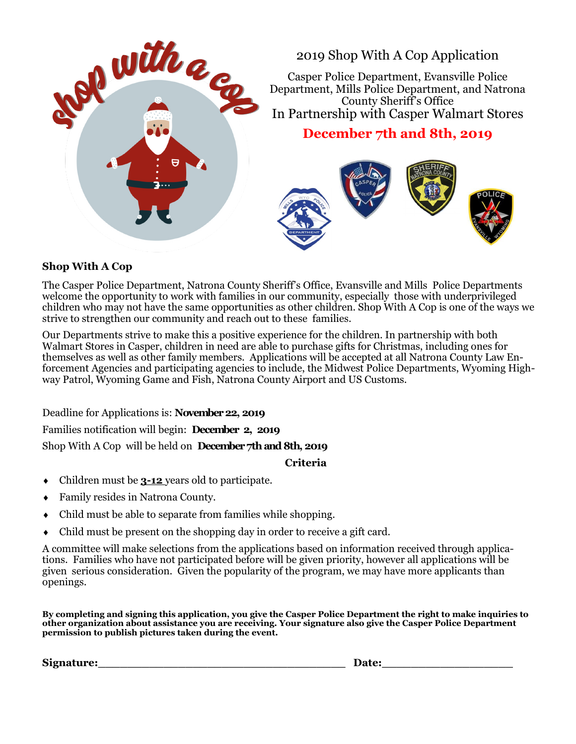shop with a cop

# 2019 Shop With A Cop Application

Casper Police Department, Evansville Police Department, Mills Police Department, and Natrona County Sheriff's Office

In Partnership with Casper Walmart Stores

**December 7th and 8th, 2019**

## Shop With A Cop

The Casper Police Department, Natrona County Sheriff's Office, Evansville and Mills Police Departments welcome the opportunity to work with families in our community, especially those with underprivileged children who may not have the same opportunities as other children. Shop With A Cop is one of the ways we strive to strengthen our community and reach out to these families.

Our Departments strive to make this a positive experience for the children. In partnership with both Walmart Stores in Casper, children in need are able to purchase gifts for Christmas, including ones for themselves as well as other family members. Applications will be accepted at all Natrona County Law Enforcement Agencies and participating agencies to include, the Midwest Police Departments, Wyoming Highway Patrol, Wyoming Game and Fish, Natrona County Airport and US Customs.

Deadline for Applications is: **November 22, 2019**

Families notification will begin: **December 2, 2019**

Shop With A Cop will be held on **December 7th and 8th, 2019**

**Criteria**

- Children must be **3-12** years old to participate.
- Family resides in Natrona County.
- Child must be able to separate from families while shopping.
- Child must be present on the shopping day in order to receive a gift card.

A committee will make selections from the applications based on information received through applications. Families who have not participated before will be given priority, however all applications will be given serious consideration. Given the popularity of the program, we may have more applicants than openings.

**By completing and signing this application, you give the Casper Police Department the right to make inquiries to other organization about assistance you are receiving. Your signature also give the Casper Police Department permission to publish pictures taken during the event.**

**Signature:**\_\_\_\_\_\_\_\_\_\_\_\_\_\_\_\_\_\_\_\_\_\_\_\_\_\_\_\_\_\_\_\_\_\_\_\_ **Date:**\_\_\_\_\_\_\_\_\_\_\_\_\_\_\_\_\_\_\_\_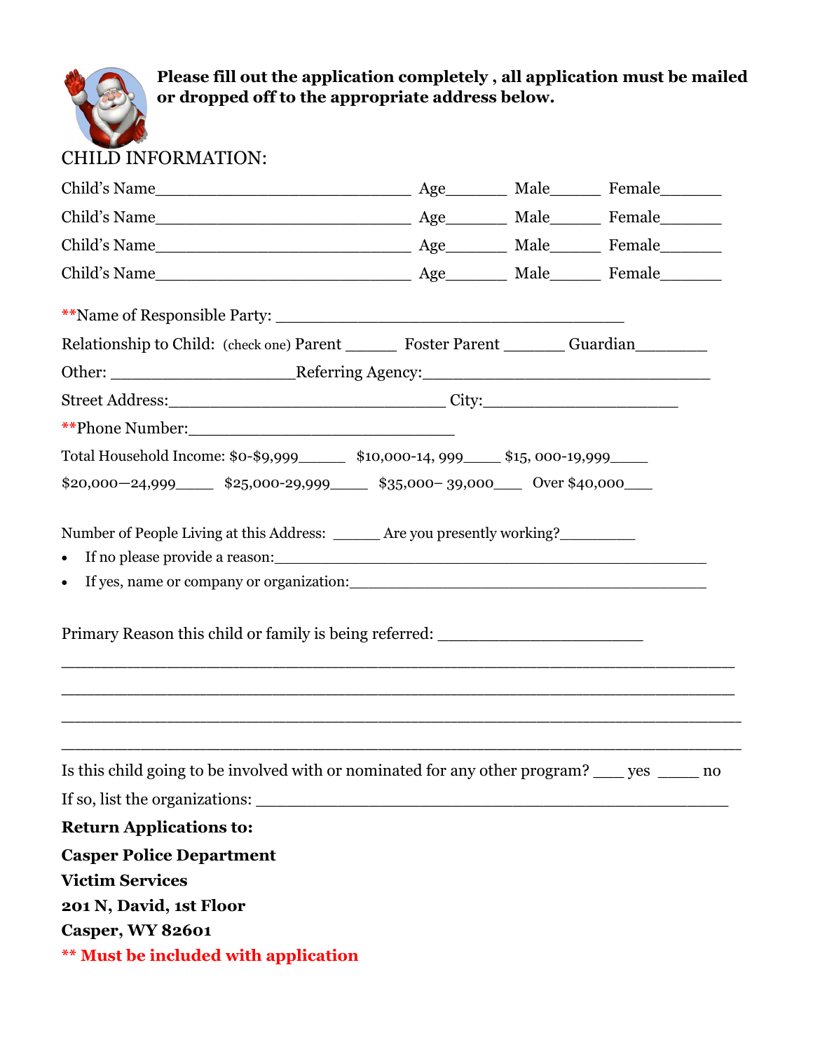**Please fill out the application completely , all application must be mailed or dropped off to the appropriate address below.**

CHILD INFORMATION:

Child's Name____________________________ Age_______ Male______ Female_______

Child's Name____________________________ Age_______ Male______ Female_______

Child's Name____________________________ Age_______ Male______ Female_______

Child's Name____________________________ Age_______ Male______ Female_______

**Name of Responsible Party: ______________________________________

Relationship to Child: (check one) Parent ______ Foster Parent _______ Guardian________

Other: ____________________Referring Agency:_______________________________

Street Address:______________________________ City:_____________________

**Phone Number:_____________________________

Total Household Income: $0-$9,999______ $10,000-14, 999_____ $15, 000-19,999_____

$20,000—24,999_____ $25,000-29,999_____ $35,000– 39,000___ Over $40,000___

Number of People Living at this Address: ______ Are you presently working?_________

- If no please provide a reason:_____________________________________________
- If yes, name or company or organization:_______________________________________

Primary Reason this child or family is being referred: ______________________

_________________________________________________________________________

_________________________________________________________________________

_________________________________________________________________________

_________________________________________________________________________

Is this child going to be involved with or nominated for any other program? ____ yes _____ no

If so, list the organizations: _______________________________________________________

**Return Applications to:**

**Casper Police Department**

**Victim Services**

**201 N, David, 1st Floor**

**Casper, WY 82601**

**** Must be included with application**